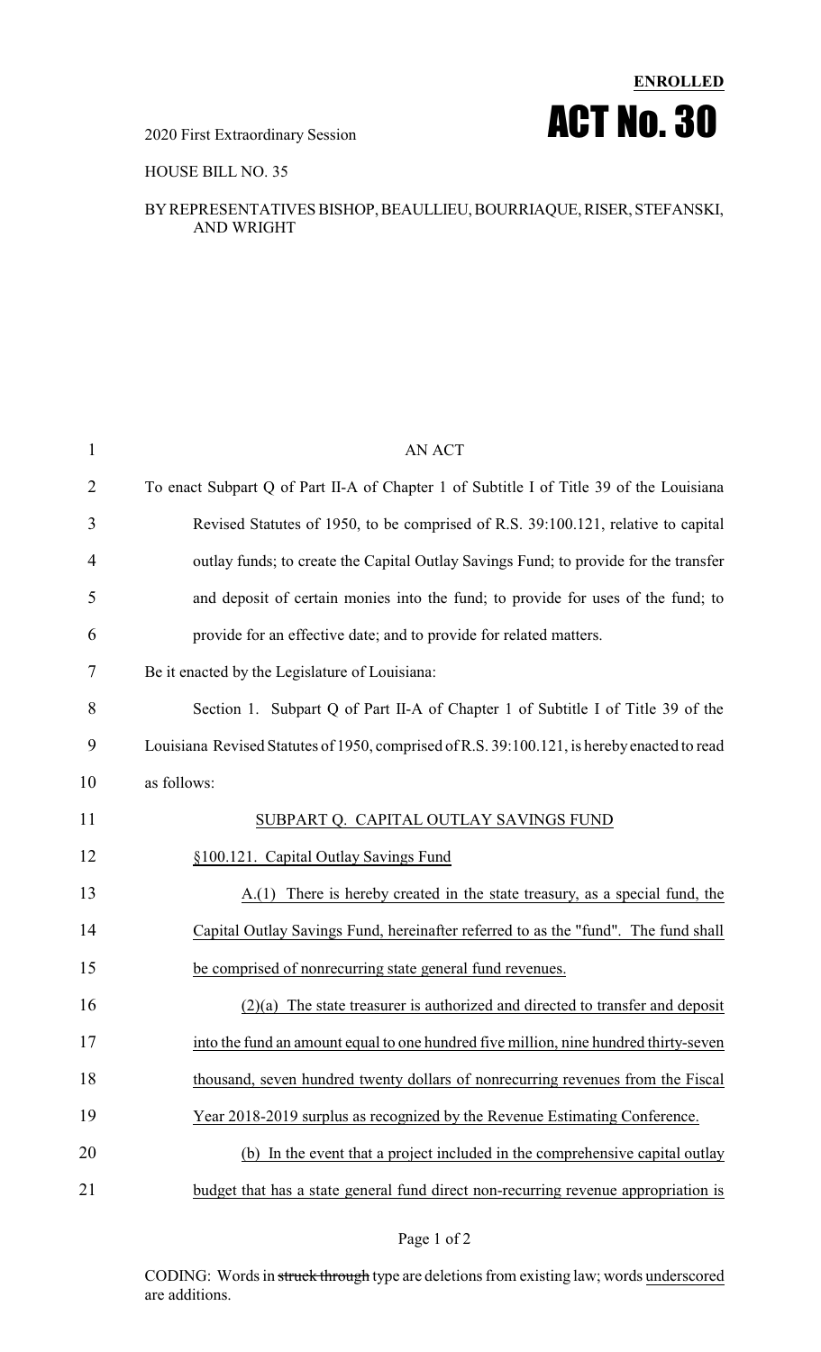**ENROLLED**

2020 First Extraordinary Session

# ACT No. 30

HOUSE BILL NO. 35

BY REPRESENTATIVES BISHOP, BEAULLIEU, BOURRIAQUE, RISER, STEFANSKI, AND WRIGHT

AN ACT

To enact Subpart Q of Part II-A of Chapter 1 of Subtitle I of Title 39 of the Louisiana Revised Statutes of 1950, to be comprised of R.S. 39:100.121, relative to capital outlay funds; to create the Capital Outlay Savings Fund; to provide for the transfer and deposit of certain monies into the fund; to provide for uses of the fund; to provide for an effective date; and to provide for related matters.

Be it enacted by the Legislature of Louisiana:

Section 1. Subpart Q of Part II-A of Chapter 1 of Subtitle I of Title 39 of the Louisiana Revised Statutes of 1950, comprised of R.S. 39:100.121, is hereby enacted to read as follows:

SUBPART Q. CAPITAL OUTLAY SAVINGS FUND

§100.121. Capital Outlay Savings Fund

A.(1) There is hereby created in the state treasury, as a special fund, the Capital Outlay Savings Fund, hereinafter referred to as the "fund". The fund shall be comprised of nonrecurring state general fund revenues.

(2)(a) The state treasurer is authorized and directed to transfer and deposit into the fund an amount equal to one hundred five million, nine hundred thirty-seven thousand, seven hundred twenty dollars of nonrecurring revenues from the Fiscal Year 2018-2019 surplus as recognized by the Revenue Estimating Conference.

(b) In the event that a project included in the comprehensive capital outlay budget that has a state general fund direct non-recurring revenue appropriation is

CODING: Words in ~~struck through~~ type are deletions from existing law; words underscored are additions.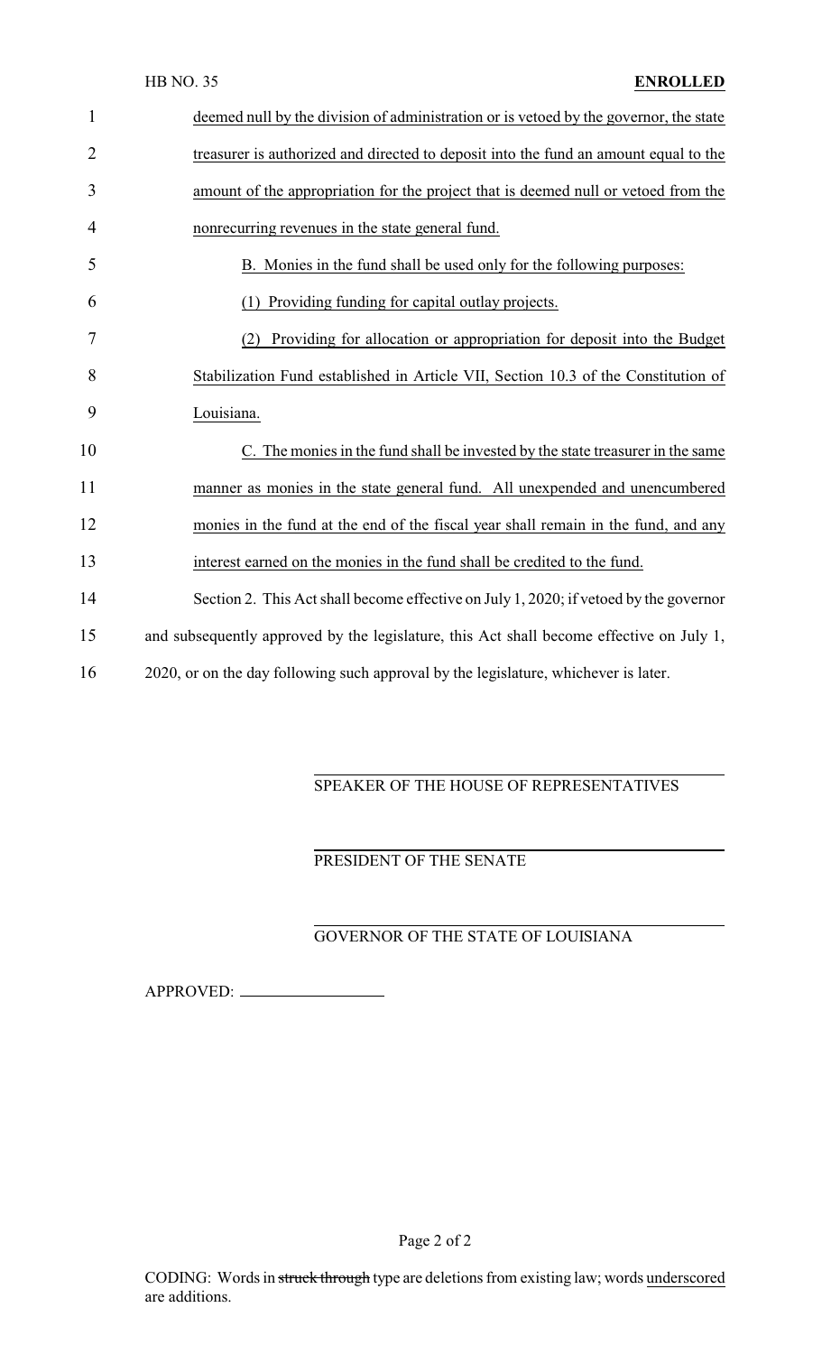deemed null by the division of administration or is vetoed by the governor, the state treasurer is authorized and directed to deposit into the fund an amount equal to the amount of the appropriation for the project that is deemed null or vetoed from the nonrecurring revenues in the state general fund.

B. Monies in the fund shall be used only for the following purposes:

(1) Providing funding for capital outlay projects.

(2) Providing for allocation or appropriation for deposit into the Budget Stabilization Fund established in Article VII, Section 10.3 of the Constitution of Louisiana.

C. The monies in the fund shall be invested by the state treasurer in the same manner as monies in the state general fund. All unexpended and unencumbered monies in the fund at the end of the fiscal year shall remain in the fund, and any interest earned on the monies in the fund shall be credited to the fund.

Section 2. This Act shall become effective on July 1, 2020; if vetoed by the governor and subsequently approved by the legislature, this Act shall become effective on July 1, 2020, or on the day following such approval by the legislature, whichever is later.

SPEAKER OF THE HOUSE OF REPRESENTATIVES

PRESIDENT OF THE SENATE

GOVERNOR OF THE STATE OF LOUISIANA

APPROVED: ____________________

CODING: Words in ~~struck through~~ type are deletions from existing law; words underscored are additions.